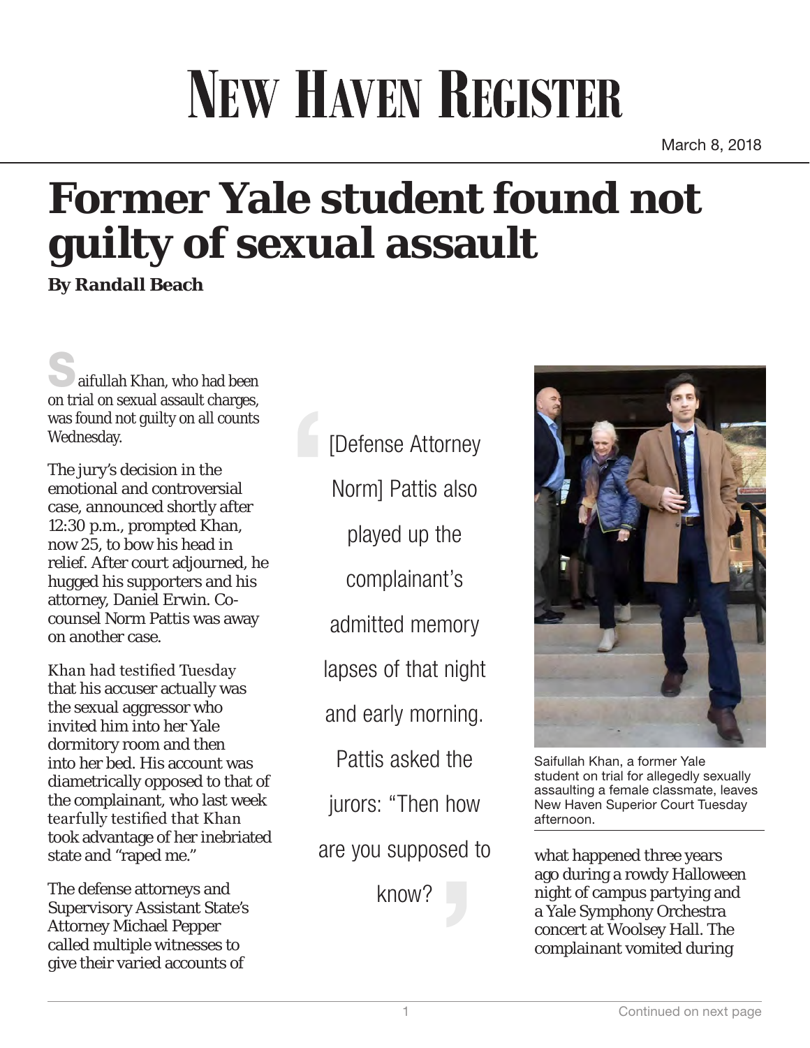# New Haven Register

March 8, 2018

## Former Yale student found not guilty of sexual assault

**By Randall Beach**

Saifullah Khan, who had been on trial on sexual assault charges, was found not guilty on all counts Wednesday.

The jury's decision in the emotional and controversial case, announced shortly after 12:30 p.m., prompted Khan, now 25, to bow his head in relief. After court adjourned, he hugged his supporters and his attorney, Daniel Erwin. Co-counsel Norm Pattis was away on another case.

Khan had testified Tuesday that his accuser actually was the sexual aggressor who invited him into her Yale dormitory room and then into her bed. His account was diametrically opposed to that of the complainant, who last week tearfully testified that Khan took advantage of her inebriated state and "raped me."

The defense attorneys and Supervisory Assistant State's Attorney Michael Pepper called multiple witnesses to give their varied accounts of what happened three years ago during a rowdy Halloween night of campus partying and a Yale Symphony Orchestra concert at Woolsey Hall. The complainant vomited during

> [Defense Attorney Norm] Pattis also played up the complainant's admitted memory lapses of that night and early morning. Pattis asked the jurors: "Then how are you supposed to know?"

Saifullah Khan, a former Yale student on trial for allegedly sexually assaulting a female classmate, leaves New Haven Superior Court Tuesday afternoon.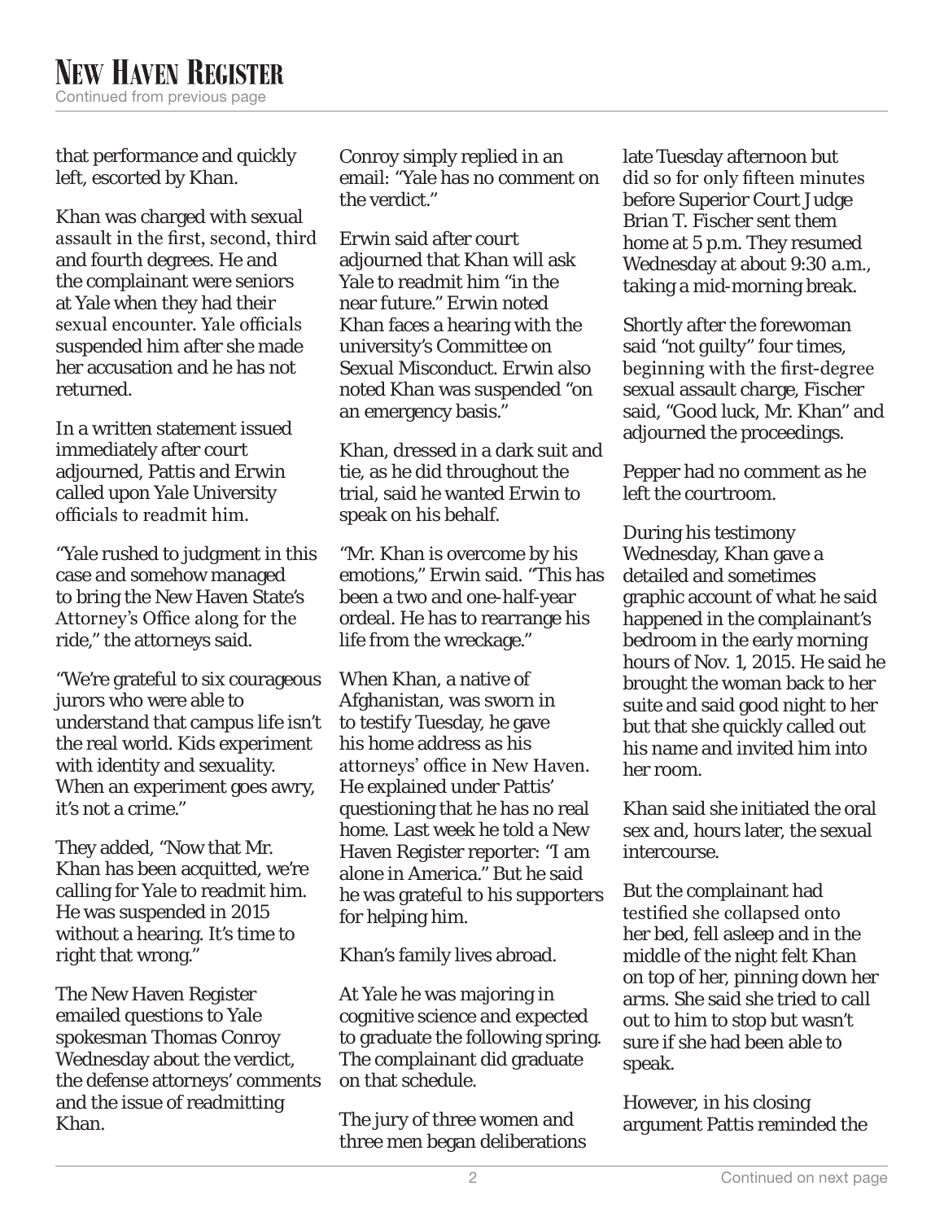that performance and quickly left, escorted by Khan.

Khan was charged with sexual assault in the first, second, third and fourth degrees. He and the complainant were seniors at Yale when they had their sexual encounter. Yale officials suspended him after she made her accusation and he has not returned.

In a written statement issued immediately after court adjourned, Pattis and Erwin called upon Yale University officials to readmit him.

"Yale rushed to judgment in this case and somehow managed to bring the New Haven State's Attorney's Office along for the ride," the attorneys said.

"We're grateful to six courageous jurors who were able to understand that campus life isn't the real world. Kids experiment with identity and sexuality. When an experiment goes awry, it's not a crime."

They added, "Now that Mr. Khan has been acquitted, we're calling for Yale to readmit him. He was suspended in 2015 without a hearing. It's time to right that wrong."

The New Haven Register emailed questions to Yale spokesman Thomas Conroy Wednesday about the verdict, the defense attorneys' comments and the issue of readmitting Khan.

Conroy simply replied in an email: "Yale has no comment on the verdict."

Erwin said after court adjourned that Khan will ask Yale to readmit him "in the near future." Erwin noted Khan faces a hearing with the university's Committee on Sexual Misconduct. Erwin also noted Khan was suspended "on an emergency basis."

Khan, dressed in a dark suit and tie, as he did throughout the trial, said he wanted Erwin to speak on his behalf.

"Mr. Khan is overcome by his emotions," Erwin said. "This has been a two and one-half-year ordeal. He has to rearrange his life from the wreckage."

When Khan, a native of Afghanistan, was sworn in to testify Tuesday, he gave his home address as his attorneys' office in New Haven. He explained under Pattis' questioning that he has no real home. Last week he told a New Haven Register reporter: "I am alone in America." But he said he was grateful to his supporters for helping him.

Khan's family lives abroad.

At Yale he was majoring in cognitive science and expected to graduate the following spring. The complainant did graduate on that schedule.

The jury of three women and three men began deliberations late Tuesday afternoon but did so for only fifteen minutes before Superior Court Judge Brian T. Fischer sent them home at 5 p.m. They resumed Wednesday at about 9:30 a.m., taking a mid-morning break.

Shortly after the forewoman said "not guilty" four times, beginning with the first-degree sexual assault charge, Fischer said, "Good luck, Mr. Khan" and adjourned the proceedings.

Pepper had no comment as he left the courtroom.

During his testimony Wednesday, Khan gave a detailed and sometimes graphic account of what he said happened in the complainant's bedroom in the early morning hours of Nov. 1, 2015. He said he brought the woman back to her suite and said good night to her but that she quickly called out his name and invited him into her room.

Khan said she initiated the oral sex and, hours later, the sexual intercourse.

But the complainant had testified she collapsed onto her bed, fell asleep and in the middle of the night felt Khan on top of her, pinning down her arms. She said she tried to call out to him to stop but wasn't sure if she had been able to speak.

However, in his closing argument Pattis reminded the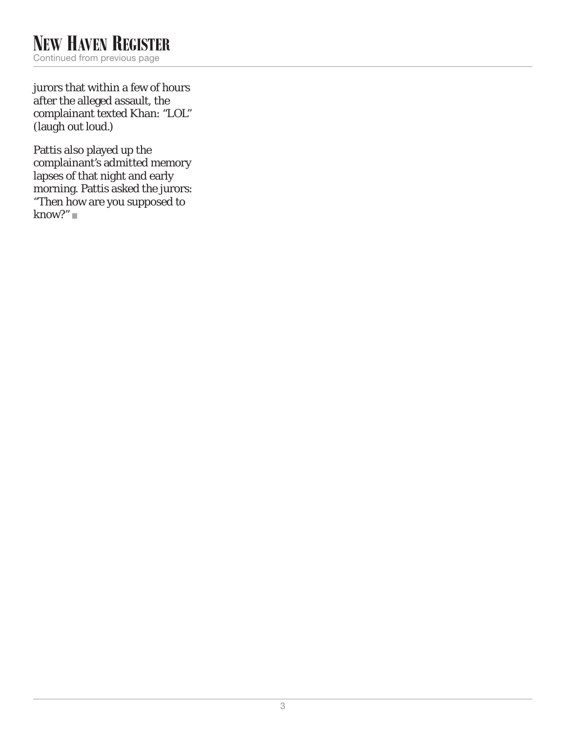jurors that within a few of hours after the alleged assault, the complainant texted Khan: "LOL" (laugh out loud.)

Pattis also played up the complainant's admitted memory lapses of that night and early morning. Pattis asked the jurors: "Then how are you supposed to know?"